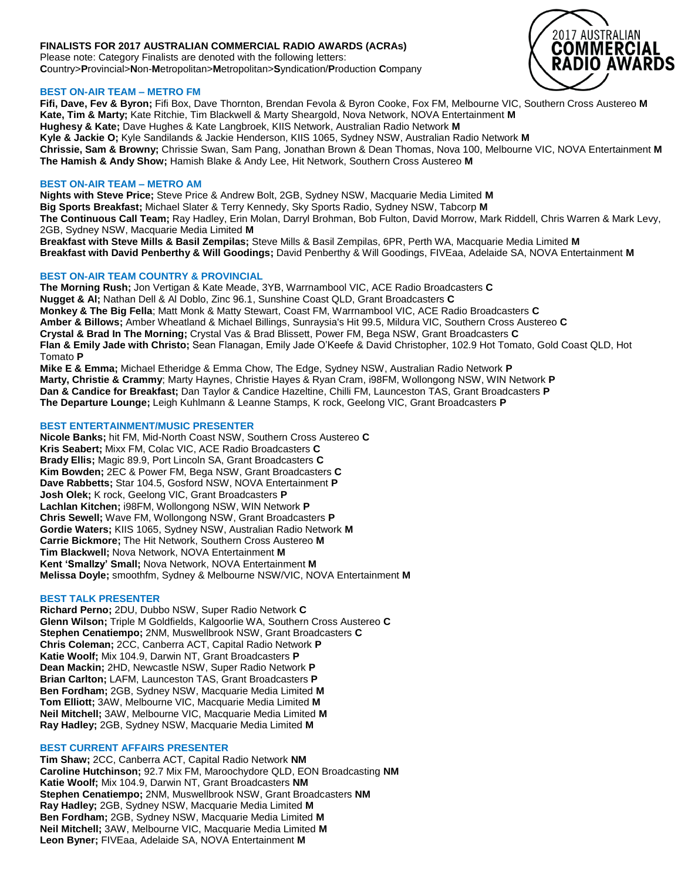**FINALISTS FOR 2017 AUSTRALIAN COMMERCIAL RADIO AWARDS (ACRAs)**
Please note: Category Finalists are denoted with the following letters:
**C**ountry>**P**rovincial>**N**on-**M**etropolitan>**M**etropolitan>**S**yndication/**P**roduction **C**ompany

## BEST ON-AIR TEAM – METRO FM

**Fifi, Dave, Fev & Byron;** Fifi Box, Dave Thornton, Brendan Fevola & Byron Cooke, Fox FM, Melbourne VIC, Southern Cross Austereo **M**
**Kate, Tim & Marty;** Kate Ritchie, Tim Blackwell & Marty Sheargold, Nova Network, NOVA Entertainment **M**
**Hughesy & Kate;** Dave Hughes & Kate Langbroek, KIIS Network, Australian Radio Network **M**
**Kyle & Jackie O;** Kyle Sandilands & Jackie Henderson, KIIS 1065, Sydney NSW, Australian Radio Network **M**
**Chrissie, Sam & Browny;** Chrissie Swan, Sam Pang, Jonathan Brown & Dean Thomas, Nova 100, Melbourne VIC, NOVA Entertainment **M**
**The Hamish & Andy Show;** Hamish Blake & Andy Lee, Hit Network, Southern Cross Austereo **M**

## BEST ON-AIR TEAM – METRO AM

**Nights with Steve Price;** Steve Price & Andrew Bolt, 2GB, Sydney NSW, Macquarie Media Limited **M**
**Big Sports Breakfast;** Michael Slater & Terry Kennedy, Sky Sports Radio, Sydney NSW, Tabcorp **M**
**The Continuous Call Team;** Ray Hadley, Erin Molan, Darryl Brohman, Bob Fulton, David Morrow, Mark Riddell, Chris Warren & Mark Levy, 2GB, Sydney NSW, Macquarie Media Limited **M**
**Breakfast with Steve Mills & Basil Zempilas;** Steve Mills & Basil Zempilas, 6PR, Perth WA, Macquarie Media Limited **M**
**Breakfast with David Penberthy & Will Goodings;** David Penberthy & Will Goodings, FIVEaa, Adelaide SA, NOVA Entertainment **M**

## BEST ON-AIR TEAM COUNTRY & PROVINCIAL

**The Morning Rush;** Jon Vertigan & Kate Meade, 3YB, Warrnambool VIC, ACE Radio Broadcasters **C**
**Nugget & Al;** Nathan Dell & Al Doblo, Zinc 96.1, Sunshine Coast QLD, Grant Broadcasters **C**
**Monkey & The Big Fella**; Matt Monk & Matty Stewart, Coast FM, Warrnambool VIC, ACE Radio Broadcasters **C**
**Amber & Billows;** Amber Wheatland & Michael Billings, Sunraysia's Hit 99.5, Mildura VIC, Southern Cross Austereo **C**
**Crystal & Brad In The Morning;** Crystal Vas & Brad Blissett, Power FM, Bega NSW, Grant Broadcasters **C**
**Flan & Emily Jade with Christo;** Sean Flanagan, Emily Jade O'Keefe & David Christopher, 102.9 Hot Tomato, Gold Coast QLD, Hot Tomato **P**
**Mike E & Emma;** Michael Etheridge & Emma Chow, The Edge, Sydney NSW, Australian Radio Network **P**
**Marty, Christie & Crammy**; Marty Haynes, Christie Hayes & Ryan Cram, i98FM, Wollongong NSW, WIN Network **P**
**Dan & Candice for Breakfast;** Dan Taylor & Candice Hazeltine, Chilli FM, Launceston TAS, Grant Broadcasters **P**
**The Departure Lounge;** Leigh Kuhlmann & Leanne Stamps, K rock, Geelong VIC, Grant Broadcasters **P**

## BEST ENTERTAINMENT/MUSIC PRESENTER

**Nicole Banks;** hit FM, Mid-North Coast NSW, Southern Cross Austereo **C**
**Kris Seabert;** Mixx FM, Colac VIC, ACE Radio Broadcasters **C**
**Brady Ellis;** Magic 89.9, Port Lincoln SA, Grant Broadcasters **C**
**Kim Bowden;** 2EC & Power FM, Bega NSW, Grant Broadcasters **C**
**Dave Rabbetts;** Star 104.5, Gosford NSW, NOVA Entertainment **P**
**Josh Olek;** K rock, Geelong VIC, Grant Broadcasters **P**
**Lachlan Kitchen;** i98FM, Wollongong NSW, WIN Network **P**
**Chris Sewell;** Wave FM, Wollongong NSW, Grant Broadcasters **P**
**Gordie Waters;** KIIS 1065, Sydney NSW, Australian Radio Network **M**
**Carrie Bickmore;** The Hit Network, Southern Cross Austereo **M**
**Tim Blackwell;** Nova Network, NOVA Entertainment **M**
**Kent 'Smallzy' Small;** Nova Network, NOVA Entertainment **M**
**Melissa Doyle;** smoothfm, Sydney & Melbourne NSW/VIC, NOVA Entertainment **M**

## BEST TALK PRESENTER

**Richard Perno;** 2DU, Dubbo NSW, Super Radio Network **C**
**Glenn Wilson;** Triple M Goldfields, Kalgoorlie WA, Southern Cross Austereo **C**
**Stephen Cenatiempo;** 2NM, Muswellbrook NSW, Grant Broadcasters **C**
**Chris Coleman;** 2CC, Canberra ACT, Capital Radio Network **P**
**Katie Woolf;** Mix 104.9, Darwin NT, Grant Broadcasters **P**
**Dean Mackin;** 2HD, Newcastle NSW, Super Radio Network **P**
**Brian Carlton;** LAFM, Launceston TAS, Grant Broadcasters **P**
**Ben Fordham;** 2GB, Sydney NSW, Macquarie Media Limited **M**
**Tom Elliott;** 3AW, Melbourne VIC, Macquarie Media Limited **M**
**Neil Mitchell;** 3AW, Melbourne VIC, Macquarie Media Limited **M**
**Ray Hadley;** 2GB, Sydney NSW, Macquarie Media Limited **M**

## BEST CURRENT AFFAIRS PRESENTER

**Tim Shaw;** 2CC, Canberra ACT, Capital Radio Network **NM**
**Caroline Hutchinson;** 92.7 Mix FM, Maroochydore QLD, EON Broadcasting **NM**
**Katie Woolf;** Mix 104.9, Darwin NT, Grant Broadcasters **NM**
**Stephen Cenatiempo;** 2NM, Muswellbrook NSW, Grant Broadcasters **NM**
**Ray Hadley;** 2GB, Sydney NSW, Macquarie Media Limited **M**
**Ben Fordham;** 2GB, Sydney NSW, Macquarie Media Limited **M**
**Neil Mitchell;** 3AW, Melbourne VIC, Macquarie Media Limited **M**
**Leon Byner;** FIVEaa, Adelaide SA, NOVA Entertainment **M**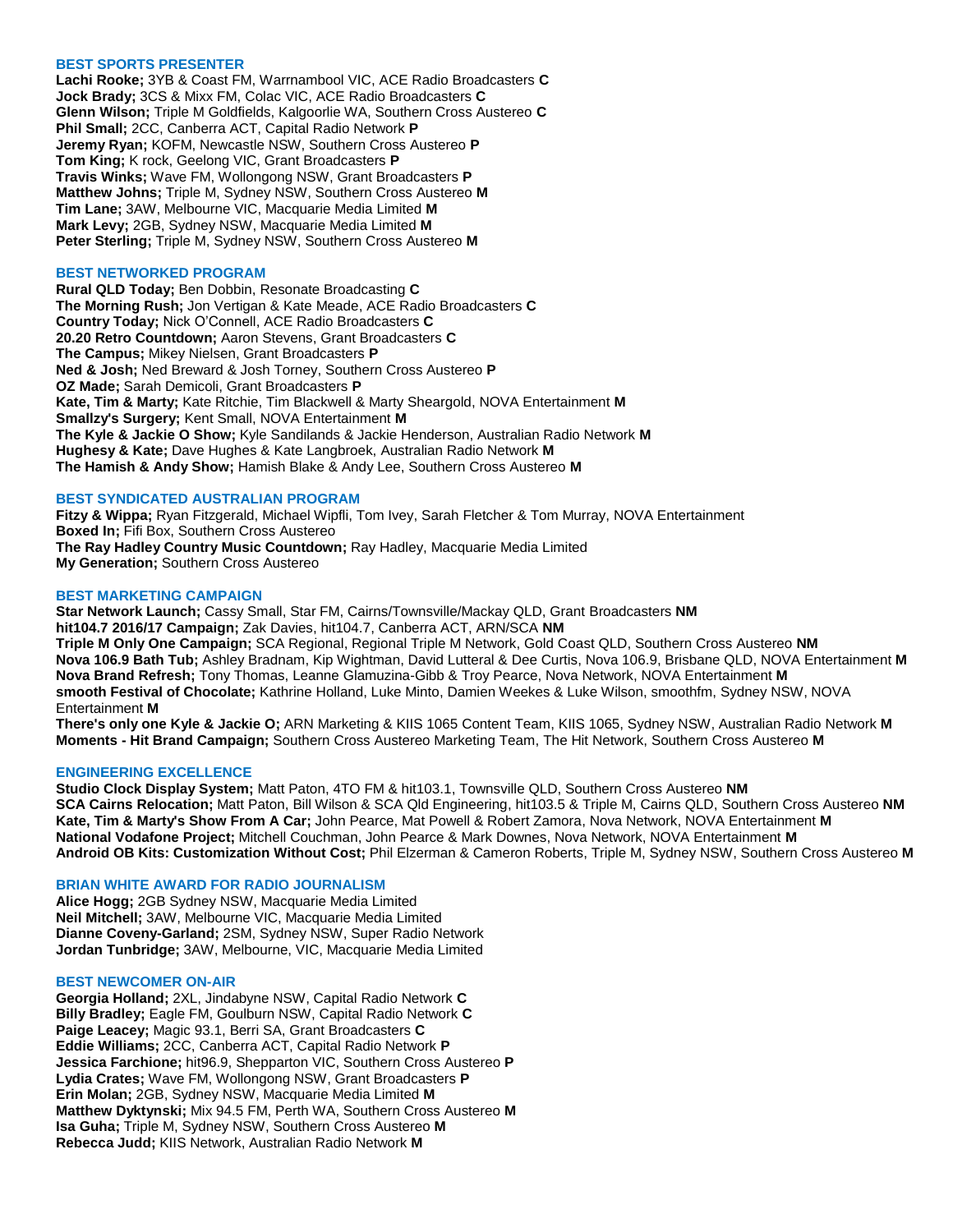### BEST SPORTS PRESENTER

**Lachi Rooke;** 3YB & Coast FM, Warrnambool VIC, ACE Radio Broadcasters **C**
**Jock Brady;** 3CS & Mixx FM, Colac VIC, ACE Radio Broadcasters **C**
**Glenn Wilson;** Triple M Goldfields, Kalgoorlie WA, Southern Cross Austereo **C**
**Phil Small;** 2CC, Canberra ACT, Capital Radio Network **P**
**Jeremy Ryan;** KOFM, Newcastle NSW, Southern Cross Austereo **P**
**Tom King;** K rock, Geelong VIC, Grant Broadcasters **P**
**Travis Winks;** Wave FM, Wollongong NSW, Grant Broadcasters **P**
**Matthew Johns;** Triple M, Sydney NSW, Southern Cross Austereo **M**
**Tim Lane;** 3AW, Melbourne VIC, Macquarie Media Limited **M**
**Mark Levy;** 2GB, Sydney NSW, Macquarie Media Limited **M**
**Peter Sterling;** Triple M, Sydney NSW, Southern Cross Austereo **M**

### BEST NETWORKED PROGRAM

**Rural QLD Today;** Ben Dobbin, Resonate Broadcasting **C**
**The Morning Rush;** Jon Vertigan & Kate Meade, ACE Radio Broadcasters **C**
**Country Today;** Nick O'Connell, ACE Radio Broadcasters **C**
**20.20 Retro Countdown;** Aaron Stevens, Grant Broadcasters **C**
**The Campus;** Mikey Nielsen, Grant Broadcasters **P**
**Ned & Josh;** Ned Breward & Josh Torney, Southern Cross Austereo **P**
**OZ Made;** Sarah Demicoli, Grant Broadcasters **P**
**Kate, Tim & Marty;** Kate Ritchie, Tim Blackwell & Marty Sheargold, NOVA Entertainment **M**
**Smallzy's Surgery;** Kent Small, NOVA Entertainment **M**
**The Kyle & Jackie O Show;** Kyle Sandilands & Jackie Henderson, Australian Radio Network **M**
**Hughesy & Kate;** Dave Hughes & Kate Langbroek, Australian Radio Network **M**
**The Hamish & Andy Show;** Hamish Blake & Andy Lee, Southern Cross Austereo **M**

### BEST SYNDICATED AUSTRALIAN PROGRAM

**Fitzy & Wippa;** Ryan Fitzgerald, Michael Wipfli, Tom Ivey, Sarah Fletcher & Tom Murray, NOVA Entertainment
**Boxed In;** Fifi Box, Southern Cross Austereo
**The Ray Hadley Country Music Countdown;** Ray Hadley, Macquarie Media Limited
**My Generation;** Southern Cross Austereo

### BEST MARKETING CAMPAIGN

**Star Network Launch;** Cassy Small, Star FM, Cairns/Townsville/Mackay QLD, Grant Broadcasters **NM**
**hit104.7 2016/17 Campaign;** Zak Davies, hit104.7, Canberra ACT, ARN/SCA **NM**
**Triple M Only One Campaign;** SCA Regional, Regional Triple M Network, Gold Coast QLD, Southern Cross Austereo **NM**
**Nova 106.9 Bath Tub;** Ashley Bradnam, Kip Wightman, David Lutteral & Dee Curtis, Nova 106.9, Brisbane QLD, NOVA Entertainment **M**
**Nova Brand Refresh;** Tony Thomas, Leanne Glamuzina-Gibb & Troy Pearce, Nova Network, NOVA Entertainment **M**
**smooth Festival of Chocolate;** Kathrine Holland, Luke Minto, Damien Weekes & Luke Wilson, smoothfm, Sydney NSW, NOVA Entertainment **M**
**There's only one Kyle & Jackie O;** ARN Marketing & KIIS 1065 Content Team, KIIS 1065, Sydney NSW, Australian Radio Network **M**
**Moments - Hit Brand Campaign;** Southern Cross Austereo Marketing Team, The Hit Network, Southern Cross Austereo **M**

### ENGINEERING EXCELLENCE

**Studio Clock Display System;** Matt Paton, 4TO FM & hit103.1, Townsville QLD, Southern Cross Austereo **NM**
**SCA Cairns Relocation;** Matt Paton, Bill Wilson & SCA Qld Engineering, hit103.5 & Triple M, Cairns QLD, Southern Cross Austereo **NM**
**Kate, Tim & Marty's Show From A Car;** John Pearce, Mat Powell & Robert Zamora, Nova Network, NOVA Entertainment **M**
**National Vodafone Project;** Mitchell Couchman, John Pearce & Mark Downes, Nova Network, NOVA Entertainment **M**
**Android OB Kits: Customization Without Cost;** Phil Elzerman & Cameron Roberts, Triple M, Sydney NSW, Southern Cross Austereo **M**

### BRIAN WHITE AWARD FOR RADIO JOURNALISM

**Alice Hogg;** 2GB Sydney NSW, Macquarie Media Limited
**Neil Mitchell;** 3AW, Melbourne VIC, Macquarie Media Limited
**Dianne Coveny-Garland;** 2SM, Sydney NSW, Super Radio Network
**Jordan Tunbridge;** 3AW, Melbourne, VIC, Macquarie Media Limited

### BEST NEWCOMER ON-AIR

**Georgia Holland;** 2XL, Jindabyne NSW, Capital Radio Network **C**
**Billy Bradley;** Eagle FM, Goulburn NSW, Capital Radio Network **C**
**Paige Leacey;** Magic 93.1, Berri SA, Grant Broadcasters **C**
**Eddie Williams;** 2CC, Canberra ACT, Capital Radio Network **P**
**Jessica Farchione;** hit96.9, Shepparton VIC, Southern Cross Austereo **P**
**Lydia Crates;** Wave FM, Wollongong NSW, Grant Broadcasters **P**
**Erin Molan;** 2GB, Sydney NSW, Macquarie Media Limited **M**
**Matthew Dyktynski;** Mix 94.5 FM, Perth WA, Southern Cross Austereo **M**
**Isa Guha;** Triple M, Sydney NSW, Southern Cross Austereo **M**
**Rebecca Judd;** KIIS Network, Australian Radio Network **M**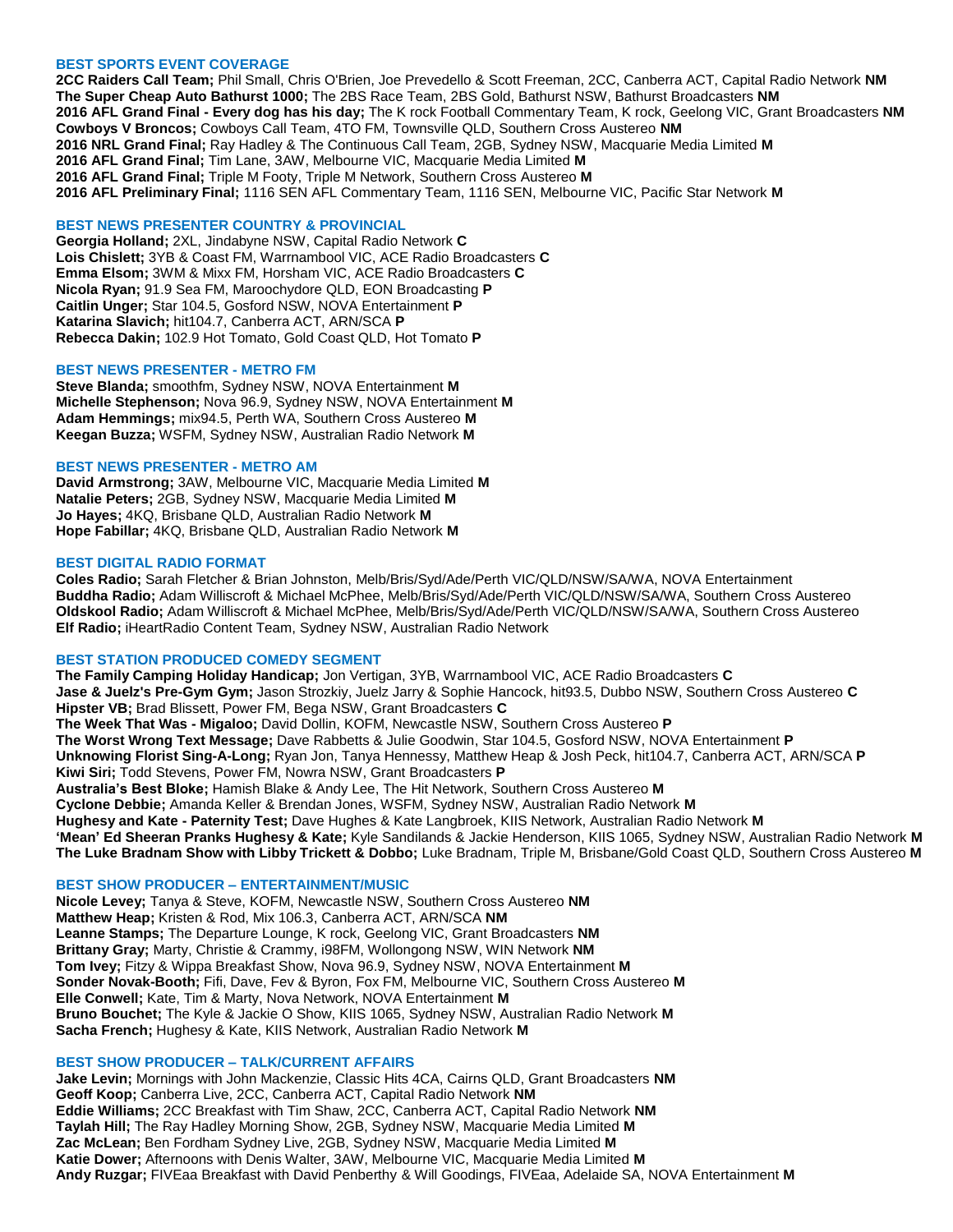### BEST SPORTS EVENT COVERAGE

**2CC Raiders Call Team;** Phil Small, Chris O'Brien, Joe Prevedello & Scott Freeman, 2CC, Canberra ACT, Capital Radio Network **NM**
**The Super Cheap Auto Bathurst 1000;** The 2BS Race Team, 2BS Gold, Bathurst NSW, Bathurst Broadcasters **NM**
**2016 AFL Grand Final - Every dog has his day;** The K rock Football Commentary Team, K rock, Geelong VIC, Grant Broadcasters **NM**
**Cowboys V Broncos;** Cowboys Call Team, 4TO FM, Townsville QLD, Southern Cross Austereo **NM**
**2016 NRL Grand Final;** Ray Hadley & The Continuous Call Team, 2GB, Sydney NSW, Macquarie Media Limited **M**
**2016 AFL Grand Final;** Tim Lane, 3AW, Melbourne VIC, Macquarie Media Limited **M**
**2016 AFL Grand Final;** Triple M Footy, Triple M Network, Southern Cross Austereo **M**
**2016 AFL Preliminary Final;** 1116 SEN AFL Commentary Team, 1116 SEN, Melbourne VIC, Pacific Star Network **M**

### BEST NEWS PRESENTER COUNTRY & PROVINCIAL

**Georgia Holland;** 2XL, Jindabyne NSW, Capital Radio Network **C**
**Lois Chislett;** 3YB & Coast FM, Warrnambool VIC, ACE Radio Broadcasters **C**
**Emma Elsom;** 3WM & Mixx FM, Horsham VIC, ACE Radio Broadcasters **C**
**Nicola Ryan;** 91.9 Sea FM, Maroochydore QLD, EON Broadcasting **P**
**Caitlin Unger;** Star 104.5, Gosford NSW, NOVA Entertainment **P**
**Katarina Slavich;** hit104.7, Canberra ACT, ARN/SCA **P**
**Rebecca Dakin;** 102.9 Hot Tomato, Gold Coast QLD, Hot Tomato **P**

### BEST NEWS PRESENTER - METRO FM

**Steve Blanda;** smoothfm, Sydney NSW, NOVA Entertainment **M**
**Michelle Stephenson;** Nova 96.9, Sydney NSW, NOVA Entertainment **M**
**Adam Hemmings;** mix94.5, Perth WA, Southern Cross Austereo **M**
**Keegan Buzza;** WSFM, Sydney NSW, Australian Radio Network **M**

### BEST NEWS PRESENTER - METRO AM

**David Armstrong;** 3AW, Melbourne VIC, Macquarie Media Limited **M**
**Natalie Peters;** 2GB, Sydney NSW, Macquarie Media Limited **M**
**Jo Hayes;** 4KQ, Brisbane QLD, Australian Radio Network **M**
**Hope Fabillar;** 4KQ, Brisbane QLD, Australian Radio Network **M**

### BEST DIGITAL RADIO FORMAT

**Coles Radio;** Sarah Fletcher & Brian Johnston, Melb/Bris/Syd/Ade/Perth VIC/QLD/NSW/SA/WA, NOVA Entertainment
**Buddha Radio;** Adam Williscroft & Michael McPhee, Melb/Bris/Syd/Ade/Perth VIC/QLD/NSW/SA/WA, Southern Cross Austereo
**Oldskool Radio;** Adam Williscroft & Michael McPhee, Melb/Bris/Syd/Ade/Perth VIC/QLD/NSW/SA/WA, Southern Cross Austereo
**Elf Radio;** iHeartRadio Content Team, Sydney NSW, Australian Radio Network

### BEST STATION PRODUCED COMEDY SEGMENT

**The Family Camping Holiday Handicap;** Jon Vertigan, 3YB, Warrnambool VIC, ACE Radio Broadcasters **C**
**Jase & Juelz's Pre-Gym Gym;** Jason Strozkiy, Juelz Jarry & Sophie Hancock, hit93.5, Dubbo NSW, Southern Cross Austereo **C**
**Hipster VB;** Brad Blissett, Power FM, Bega NSW, Grant Broadcasters **C**
**The Week That Was - Migaloo;** David Dollin, KOFM, Newcastle NSW, Southern Cross Austereo **P**
**The Worst Wrong Text Message;** Dave Rabbetts & Julie Goodwin, Star 104.5, Gosford NSW, NOVA Entertainment **P**
**Unknowing Florist Sing-A-Long;** Ryan Jon, Tanya Hennessy, Matthew Heap & Josh Peck, hit104.7, Canberra ACT, ARN/SCA **P**
**Kiwi Siri;** Todd Stevens, Power FM, Nowra NSW, Grant Broadcasters **P**
**Australia's Best Bloke;** Hamish Blake & Andy Lee, The Hit Network, Southern Cross Austereo **M**
**Cyclone Debbie;** Amanda Keller & Brendan Jones, WSFM, Sydney NSW, Australian Radio Network **M**
**Hughesy and Kate - Paternity Test;** Dave Hughes & Kate Langbroek, KIIS Network, Australian Radio Network **M**
**'Mean' Ed Sheeran Pranks Hughesy & Kate;** Kyle Sandilands & Jackie Henderson, KIIS 1065, Sydney NSW, Australian Radio Network **M**
**The Luke Bradnam Show with Libby Trickett & Dobbo;** Luke Bradnam, Triple M, Brisbane/Gold Coast QLD, Southern Cross Austereo **M**

### BEST SHOW PRODUCER – ENTERTAINMENT/MUSIC

**Nicole Levey;** Tanya & Steve, KOFM, Newcastle NSW, Southern Cross Austereo **NM**
**Matthew Heap;** Kristen & Rod, Mix 106.3, Canberra ACT, ARN/SCA **NM**
**Leanne Stamps;** The Departure Lounge, K rock, Geelong VIC, Grant Broadcasters **NM**
**Brittany Gray;** Marty, Christie & Crammy, i98FM, Wollongong NSW, WIN Network **NM**
**Tom Ivey;** Fitzy & Wippa Breakfast Show, Nova 96.9, Sydney NSW, NOVA Entertainment **M**
**Sonder Novak-Booth;** Fifi, Dave, Fev & Byron, Fox FM, Melbourne VIC, Southern Cross Austereo **M**
**Elle Conwell;** Kate, Tim & Marty, Nova Network, NOVA Entertainment **M**
**Bruno Bouchet;** The Kyle & Jackie O Show, KIIS 1065, Sydney NSW, Australian Radio Network **M**
**Sacha French;** Hughesy & Kate, KIIS Network, Australian Radio Network **M**

### BEST SHOW PRODUCER – TALK/CURRENT AFFAIRS

**Jake Levin;** Mornings with John Mackenzie, Classic Hits 4CA, Cairns QLD, Grant Broadcasters **NM**
**Geoff Koop;** Canberra Live, 2CC, Canberra ACT, Capital Radio Network **NM**
**Eddie Williams;** 2CC Breakfast with Tim Shaw, 2CC, Canberra ACT, Capital Radio Network **NM**
**Taylah Hill;** The Ray Hadley Morning Show, 2GB, Sydney NSW, Macquarie Media Limited **M**
**Zac McLean;** Ben Fordham Sydney Live, 2GB, Sydney NSW, Macquarie Media Limited **M**
**Katie Dower;** Afternoons with Denis Walter, 3AW, Melbourne VIC, Macquarie Media Limited **M**
**Andy Ruzgar;** FIVEaa Breakfast with David Penberthy & Will Goodings, FIVEaa, Adelaide SA, NOVA Entertainment **M**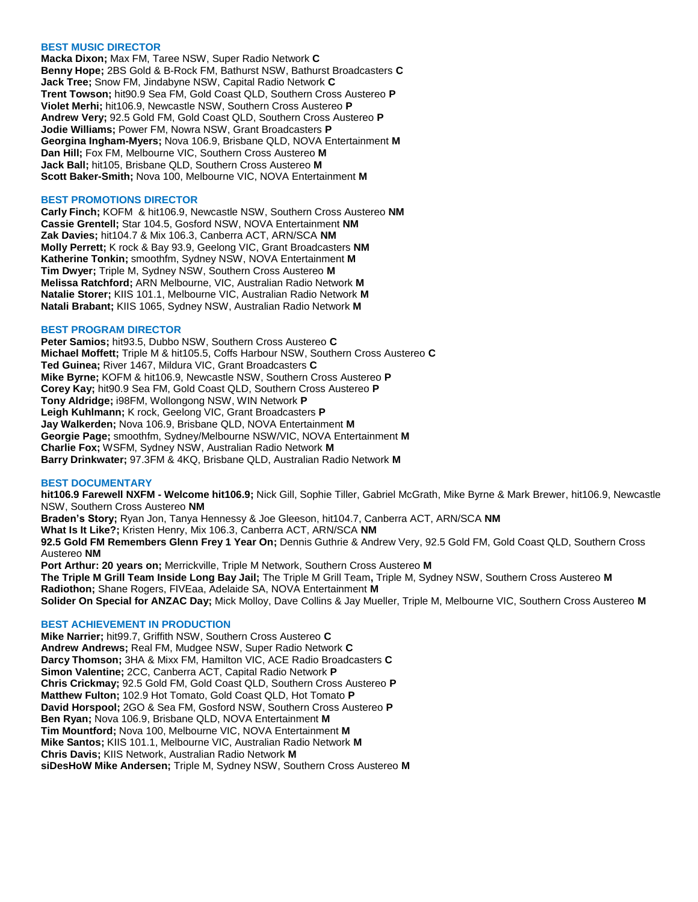## BEST MUSIC DIRECTOR

**Macka Dixon;** Max FM, Taree NSW, Super Radio Network **C**
**Benny Hope;** 2BS Gold & B-Rock FM, Bathurst NSW, Bathurst Broadcasters **C**
**Jack Tree;** Snow FM, Jindabyne NSW, Capital Radio Network **C**
**Trent Towson;** hit90.9 Sea FM, Gold Coast QLD, Southern Cross Austereo **P**
**Violet Merhi;** hit106.9, Newcastle NSW, Southern Cross Austereo **P**
**Andrew Very;** 92.5 Gold FM, Gold Coast QLD, Southern Cross Austereo **P**
**Jodie Williams;** Power FM, Nowra NSW, Grant Broadcasters **P**
**Georgina Ingham-Myers;** Nova 106.9, Brisbane QLD, NOVA Entertainment **M**
**Dan Hill;** Fox FM, Melbourne VIC, Southern Cross Austereo **M**
**Jack Ball;** hit105, Brisbane QLD, Southern Cross Austereo **M**
**Scott Baker-Smith;** Nova 100, Melbourne VIC, NOVA Entertainment **M**

## BEST PROMOTIONS DIRECTOR

**Carly Finch;** KOFM & hit106.9, Newcastle NSW, Southern Cross Austereo **NM**
**Cassie Grentell;** Star 104.5, Gosford NSW, NOVA Entertainment **NM**
**Zak Davies;** hit104.7 & Mix 106.3, Canberra ACT, ARN/SCA **NM**
**Molly Perrett;** K rock & Bay 93.9, Geelong VIC, Grant Broadcasters **NM**
**Katherine Tonkin;** smoothfm, Sydney NSW, NOVA Entertainment **M**
**Tim Dwyer;** Triple M, Sydney NSW, Southern Cross Austereo **M**
**Melissa Ratchford;** ARN Melbourne, VIC, Australian Radio Network **M**
**Natalie Storer;** KIIS 101.1, Melbourne VIC, Australian Radio Network **M**
**Natali Brabant;** KIIS 1065, Sydney NSW, Australian Radio Network **M**

## BEST PROGRAM DIRECTOR

**Peter Samios;** hit93.5, Dubbo NSW, Southern Cross Austereo **C**
**Michael Moffett;** Triple M & hit105.5, Coffs Harbour NSW, Southern Cross Austereo **C**
**Ted Guinea;** River 1467, Mildura VIC, Grant Broadcasters **C**
**Mike Byrne;** KOFM & hit106.9, Newcastle NSW, Southern Cross Austereo **P**
**Corey Kay;** hit90.9 Sea FM, Gold Coast QLD, Southern Cross Austereo **P**
**Tony Aldridge;** i98FM, Wollongong NSW, WIN Network **P**
**Leigh Kuhlmann;** K rock, Geelong VIC, Grant Broadcasters **P**
**Jay Walkerden;** Nova 106.9, Brisbane QLD, NOVA Entertainment **M**
**Georgie Page;** smoothfm, Sydney/Melbourne NSW/VIC, NOVA Entertainment **M**
**Charlie Fox;** WSFM, Sydney NSW, Australian Radio Network **M**
**Barry Drinkwater;** 97.3FM & 4KQ, Brisbane QLD, Australian Radio Network **M**

## BEST DOCUMENTARY

**hit106.9 Farewell NXFM - Welcome hit106.9;** Nick Gill, Sophie Tiller, Gabriel McGrath, Mike Byrne & Mark Brewer, hit106.9, Newcastle NSW, Southern Cross Austereo **NM**
**Braden's Story;** Ryan Jon, Tanya Hennessy & Joe Gleeson, hit104.7, Canberra ACT, ARN/SCA **NM**
**What Is It Like?;** Kristen Henry, Mix 106.3, Canberra ACT, ARN/SCA **NM**
**92.5 Gold FM Remembers Glenn Frey 1 Year On;** Dennis Guthrie & Andrew Very, 92.5 Gold FM, Gold Coast QLD, Southern Cross Austereo **NM**
**Port Arthur: 20 years on;** Merrickville, Triple M Network, Southern Cross Austereo **M**
**The Triple M Grill Team Inside Long Bay Jail;** The Triple M Grill Team**,** Triple M, Sydney NSW, Southern Cross Austereo **M**
**Radiothon;** Shane Rogers, FIVEaa, Adelaide SA, NOVA Entertainment **M**
**Solider On Special for ANZAC Day;** Mick Molloy, Dave Collins & Jay Mueller, Triple M, Melbourne VIC, Southern Cross Austereo **M**

## BEST ACHIEVEMENT IN PRODUCTION

**Mike Narrier;** hit99.7, Griffith NSW, Southern Cross Austereo **C**
**Andrew Andrews;** Real FM, Mudgee NSW, Super Radio Network **C**
**Darcy Thomson;** 3HA & Mixx FM, Hamilton VIC, ACE Radio Broadcasters **C**
**Simon Valentine;** 2CC, Canberra ACT, Capital Radio Network **P**
**Chris Crickmay;** 92.5 Gold FM, Gold Coast QLD, Southern Cross Austereo **P**
**Matthew Fulton;** 102.9 Hot Tomato, Gold Coast QLD, Hot Tomato **P**
**David Horspool;** 2GO & Sea FM, Gosford NSW, Southern Cross Austereo **P**
**Ben Ryan;** Nova 106.9, Brisbane QLD, NOVA Entertainment **M**
**Tim Mountford;** Nova 100, Melbourne VIC, NOVA Entertainment **M**
**Mike Santos;** KIIS 101.1, Melbourne VIC, Australian Radio Network **M**
**Chris Davis;** KIIS Network, Australian Radio Network **M**
**siDesHoW Mike Andersen;** Triple M, Sydney NSW, Southern Cross Austereo **M**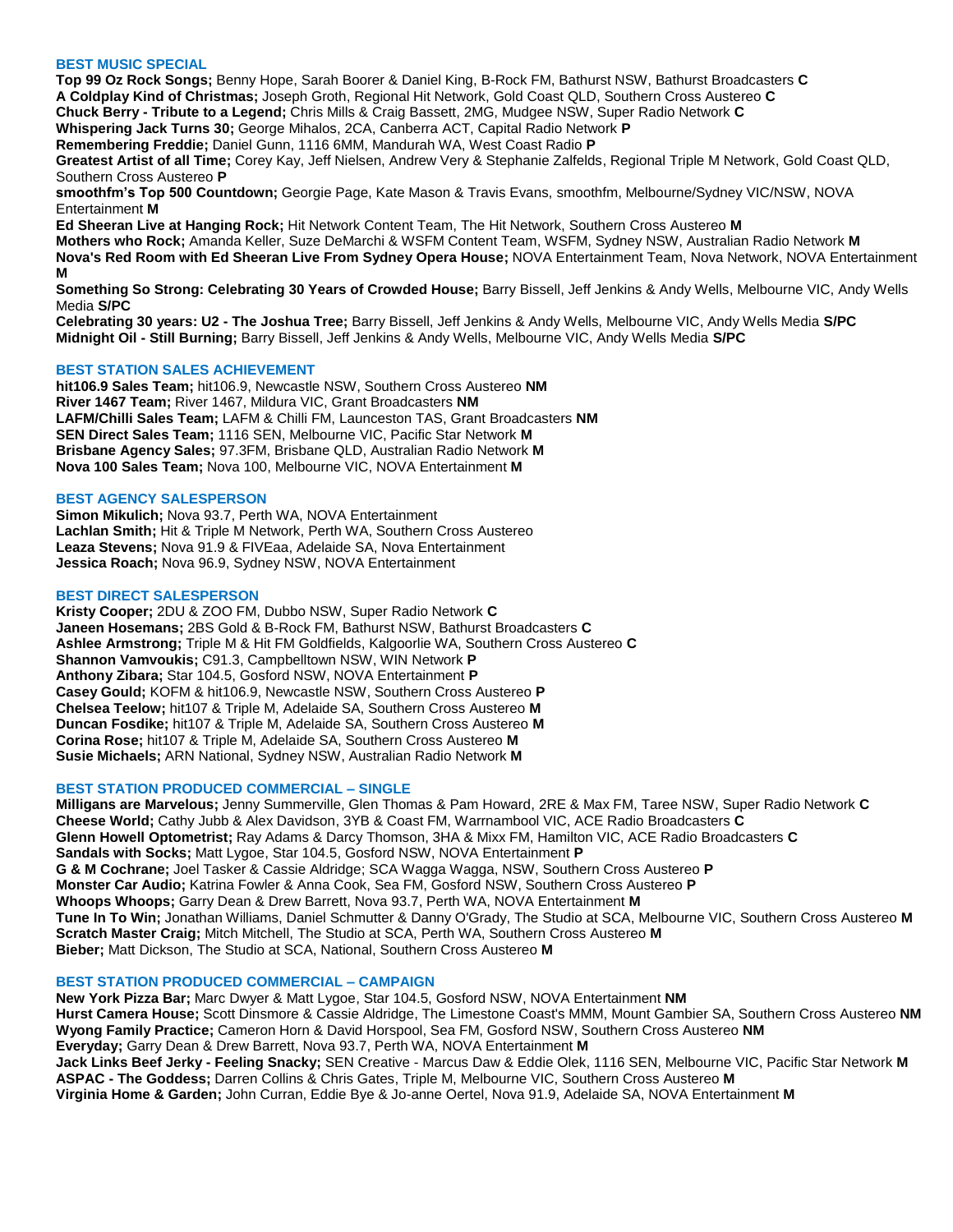### BEST MUSIC SPECIAL

**Top 99 Oz Rock Songs;** Benny Hope, Sarah Boorer & Daniel King, B-Rock FM, Bathurst NSW, Bathurst Broadcasters **C**
**A Coldplay Kind of Christmas;** Joseph Groth, Regional Hit Network, Gold Coast QLD, Southern Cross Austereo **C**
**Chuck Berry - Tribute to a Legend;** Chris Mills & Craig Bassett, 2MG, Mudgee NSW, Super Radio Network **C**
**Whispering Jack Turns 30;** George Mihalos, 2CA, Canberra ACT, Capital Radio Network **P**
**Remembering Freddie;** Daniel Gunn, 1116 6MM, Mandurah WA, West Coast Radio **P**
**Greatest Artist of all Time;** Corey Kay, Jeff Nielsen, Andrew Very & Stephanie Zalfelds, Regional Triple M Network, Gold Coast QLD, Southern Cross Austereo **P**
**smoothfm's Top 500 Countdown;** Georgie Page, Kate Mason & Travis Evans, smoothfm, Melbourne/Sydney VIC/NSW, NOVA Entertainment **M**
**Ed Sheeran Live at Hanging Rock;** Hit Network Content Team, The Hit Network, Southern Cross Austereo **M**
**Mothers who Rock;** Amanda Keller, Suze DeMarchi & WSFM Content Team, WSFM, Sydney NSW, Australian Radio Network **M**
**Nova's Red Room with Ed Sheeran Live From Sydney Opera House;** NOVA Entertainment Team, Nova Network, NOVA Entertainment **M**
**Something So Strong: Celebrating 30 Years of Crowded House;** Barry Bissell, Jeff Jenkins & Andy Wells, Melbourne VIC, Andy Wells Media **S/PC**
**Celebrating 30 years: U2 - The Joshua Tree;** Barry Bissell, Jeff Jenkins & Andy Wells, Melbourne VIC, Andy Wells Media **S/PC**
**Midnight Oil - Still Burning;** Barry Bissell, Jeff Jenkins & Andy Wells, Melbourne VIC, Andy Wells Media **S/PC**

### BEST STATION SALES ACHIEVEMENT

**hit106.9 Sales Team;** hit106.9, Newcastle NSW, Southern Cross Austereo **NM**
**River 1467 Team;** River 1467, Mildura VIC, Grant Broadcasters **NM**
**LAFM/Chilli Sales Team;** LAFM & Chilli FM, Launceston TAS, Grant Broadcasters **NM**
**SEN Direct Sales Team;** 1116 SEN, Melbourne VIC, Pacific Star Network **M**
**Brisbane Agency Sales;** 97.3FM, Brisbane QLD, Australian Radio Network **M**
**Nova 100 Sales Team;** Nova 100, Melbourne VIC, NOVA Entertainment **M**

### BEST AGENCY SALESPERSON

**Simon Mikulich;** Nova 93.7, Perth WA, NOVA Entertainment
**Lachlan Smith;** Hit & Triple M Network, Perth WA, Southern Cross Austereo
**Leaza Stevens;** Nova 91.9 & FIVEaa, Adelaide SA, Nova Entertainment
**Jessica Roach;** Nova 96.9, Sydney NSW, NOVA Entertainment

### BEST DIRECT SALESPERSON

**Kristy Cooper;** 2DU & ZOO FM, Dubbo NSW, Super Radio Network **C**
**Janeen Hosemans;** 2BS Gold & B-Rock FM, Bathurst NSW, Bathurst Broadcasters **C**
**Ashlee Armstrong;** Triple M & Hit FM Goldfields, Kalgoorlie WA, Southern Cross Austereo **C**
**Shannon Vamvoukis;** C91.3, Campbelltown NSW, WIN Network **P**
**Anthony Zibara;** Star 104.5, Gosford NSW, NOVA Entertainment **P**
**Casey Gould;** KOFM & hit106.9, Newcastle NSW, Southern Cross Austereo **P**
**Chelsea Teelow;** hit107 & Triple M, Adelaide SA, Southern Cross Austereo **M**
**Duncan Fosdike;** hit107 & Triple M, Adelaide SA, Southern Cross Austereo **M**
**Corina Rose;** hit107 & Triple M, Adelaide SA, Southern Cross Austereo **M**
**Susie Michaels;** ARN National, Sydney NSW, Australian Radio Network **M**

### BEST STATION PRODUCED COMMERCIAL – SINGLE

**Milligans are Marvelous;** Jenny Summerville, Glen Thomas & Pam Howard, 2RE & Max FM, Taree NSW, Super Radio Network **C**
**Cheese World;** Cathy Jubb & Alex Davidson, 3YB & Coast FM, Warrnambool VIC, ACE Radio Broadcasters **C**
**Glenn Howell Optometrist;** Ray Adams & Darcy Thomson, 3HA & Mixx FM, Hamilton VIC, ACE Radio Broadcasters **C**
**Sandals with Socks;** Matt Lygoe, Star 104.5, Gosford NSW, NOVA Entertainment **P**
**G & M Cochrane;** Joel Tasker & Cassie Aldridge; SCA Wagga Wagga, NSW, Southern Cross Austereo **P**
**Monster Car Audio;** Katrina Fowler & Anna Cook, Sea FM, Gosford NSW, Southern Cross Austereo **P**
**Whoops Whoops;** Garry Dean & Drew Barrett, Nova 93.7, Perth WA, NOVA Entertainment **M**
**Tune In To Win;** Jonathan Williams, Daniel Schmutter & Danny O'Grady, The Studio at SCA, Melbourne VIC, Southern Cross Austereo **M**
**Scratch Master Craig;** Mitch Mitchell, The Studio at SCA, Perth WA, Southern Cross Austereo **M**
**Bieber;** Matt Dickson, The Studio at SCA, National, Southern Cross Austereo **M**

### BEST STATION PRODUCED COMMERCIAL – CAMPAIGN

**New York Pizza Bar;** Marc Dwyer & Matt Lygoe, Star 104.5, Gosford NSW, NOVA Entertainment **NM**
**Hurst Camera House;** Scott Dinsmore & Cassie Aldridge, The Limestone Coast's MMM, Mount Gambier SA, Southern Cross Austereo **NM**
**Wyong Family Practice;** Cameron Horn & David Horspool, Sea FM, Gosford NSW, Southern Cross Austereo **NM**
**Everyday;** Garry Dean & Drew Barrett, Nova 93.7, Perth WA, NOVA Entertainment **M**
**Jack Links Beef Jerky - Feeling Snacky;** SEN Creative - Marcus Daw & Eddie Olek, 1116 SEN, Melbourne VIC, Pacific Star Network **M**
**ASPAC - The Goddess;** Darren Collins & Chris Gates, Triple M, Melbourne VIC, Southern Cross Austereo **M**
**Virginia Home & Garden;** John Curran, Eddie Bye & Jo-anne Oertel, Nova 91.9, Adelaide SA, NOVA Entertainment **M**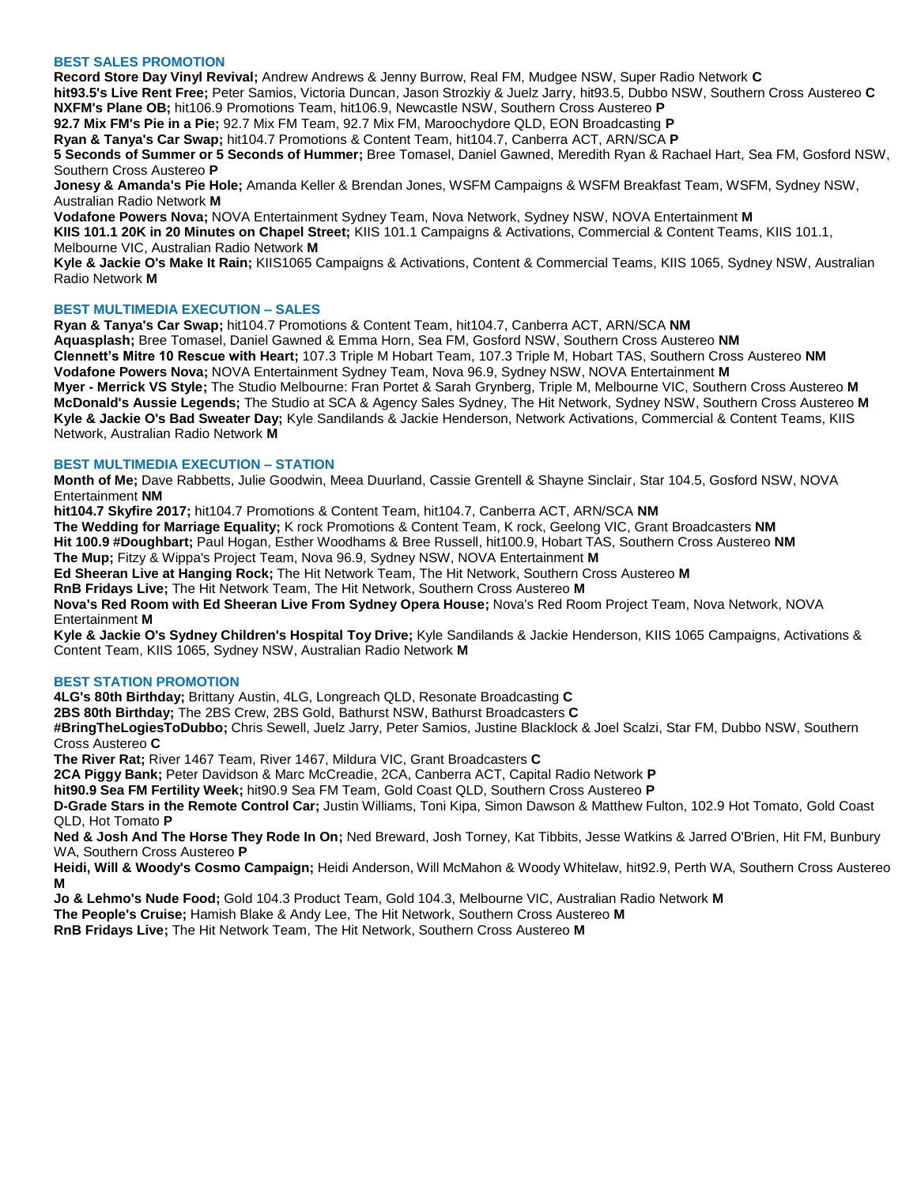## BEST SALES PROMOTION

**Record Store Day Vinyl Revival;** Andrew Andrews & Jenny Burrow, Real FM, Mudgee NSW, Super Radio Network **C**
**hit93.5's Live Rent Free;** Peter Samios, Victoria Duncan, Jason Strozkiy & Juelz Jarry, hit93.5, Dubbo NSW, Southern Cross Austereo **C**
**NXFM's Plane OB;** hit106.9 Promotions Team, hit106.9, Newcastle NSW, Southern Cross Austereo **P**
**92.7 Mix FM's Pie in a Pie;** 92.7 Mix FM Team, 92.7 Mix FM, Maroochydore QLD, EON Broadcasting **P**
**Ryan & Tanya's Car Swap;** hit104.7 Promotions & Content Team, hit104.7, Canberra ACT, ARN/SCA **P**
**5 Seconds of Summer or 5 Seconds of Hummer;** Bree Tomasel, Daniel Gawned, Meredith Ryan & Rachael Hart, Sea FM, Gosford NSW, Southern Cross Austereo **P**
**Jonesy & Amanda's Pie Hole;** Amanda Keller & Brendan Jones, WSFM Campaigns & WSFM Breakfast Team, WSFM, Sydney NSW, Australian Radio Network **M**
**Vodafone Powers Nova;** NOVA Entertainment Sydney Team, Nova Network, Sydney NSW, NOVA Entertainment **M**
**KIIS 101.1 20K in 20 Minutes on Chapel Street;** KIIS 101.1 Campaigns & Activations, Commercial & Content Teams, KIIS 101.1, Melbourne VIC, Australian Radio Network **M**
**Kyle & Jackie O's Make It Rain;** KIIS1065 Campaigns & Activations, Content & Commercial Teams, KIIS 1065, Sydney NSW, Australian Radio Network **M**

## BEST MULTIMEDIA EXECUTION – SALES

**Ryan & Tanya's Car Swap;** hit104.7 Promotions & Content Team, hit104.7, Canberra ACT, ARN/SCA **NM**
**Aquasplash;** Bree Tomasel, Daniel Gawned & Emma Horn, Sea FM, Gosford NSW, Southern Cross Austereo **NM**
**Clennett's Mitre 10 Rescue with Heart;** 107.3 Triple M Hobart Team, 107.3 Triple M, Hobart TAS, Southern Cross Austereo **NM**
**Vodafone Powers Nova;** NOVA Entertainment Sydney Team, Nova 96.9, Sydney NSW, NOVA Entertainment **M**
**Myer - Merrick VS Style;** The Studio Melbourne: Fran Portet & Sarah Grynberg, Triple M, Melbourne VIC, Southern Cross Austereo **M**
**McDonald's Aussie Legends;** The Studio at SCA & Agency Sales Sydney, The Hit Network, Sydney NSW, Southern Cross Austereo **M**
**Kyle & Jackie O's Bad Sweater Day;** Kyle Sandilands & Jackie Henderson, Network Activations, Commercial & Content Teams, KIIS Network, Australian Radio Network **M**

## BEST MULTIMEDIA EXECUTION – STATION

**Month of Me;** Dave Rabbetts, Julie Goodwin, Meea Duurland, Cassie Grentell & Shayne Sinclair, Star 104.5, Gosford NSW, NOVA Entertainment **NM**
**hit104.7 Skyfire 2017;** hit104.7 Promotions & Content Team, hit104.7, Canberra ACT, ARN/SCA **NM**
**The Wedding for Marriage Equality;** K rock Promotions & Content Team, K rock, Geelong VIC, Grant Broadcasters **NM**
**Hit 100.9 #Doughbart;** Paul Hogan, Esther Woodhams & Bree Russell, hit100.9, Hobart TAS, Southern Cross Austereo **NM**
**The Mup;** Fitzy & Wippa's Project Team, Nova 96.9, Sydney NSW, NOVA Entertainment **M**
**Ed Sheeran Live at Hanging Rock;** The Hit Network Team, The Hit Network, Southern Cross Austereo **M**
**RnB Fridays Live;** The Hit Network Team, The Hit Network, Southern Cross Austereo **M**
**Nova's Red Room with Ed Sheeran Live From Sydney Opera House;** Nova's Red Room Project Team, Nova Network, NOVA Entertainment **M**
**Kyle & Jackie O's Sydney Children's Hospital Toy Drive;** Kyle Sandilands & Jackie Henderson, KIIS 1065 Campaigns, Activations & Content Team, KIIS 1065, Sydney NSW, Australian Radio Network **M**

## BEST STATION PROMOTION

**4LG's 80th Birthday;** Brittany Austin, 4LG, Longreach QLD, Resonate Broadcasting **C**
**2BS 80th Birthday;** The 2BS Crew, 2BS Gold, Bathurst NSW, Bathurst Broadcasters **C**
**#BringTheLogiesToDubbo;** Chris Sewell, Juelz Jarry, Peter Samios, Justine Blacklock & Joel Scalzi, Star FM, Dubbo NSW, Southern Cross Austereo **C**
**The River Rat;** River 1467 Team, River 1467, Mildura VIC, Grant Broadcasters **C**
**2CA Piggy Bank;** Peter Davidson & Marc McCreadie, 2CA, Canberra ACT, Capital Radio Network **P**
**hit90.9 Sea FM Fertility Week;** hit90.9 Sea FM Team, Gold Coast QLD, Southern Cross Austereo **P**
**D-Grade Stars in the Remote Control Car;** Justin Williams, Toni Kipa, Simon Dawson & Matthew Fulton, 102.9 Hot Tomato, Gold Coast QLD, Hot Tomato **P**
**Ned & Josh And The Horse They Rode In On;** Ned Breward, Josh Torney, Kat Tibbits, Jesse Watkins & Jarred O'Brien, Hit FM, Bunbury WA, Southern Cross Austereo **P**
**Heidi, Will & Woody's Cosmo Campaign;** Heidi Anderson, Will McMahon & Woody Whitelaw, hit92.9, Perth WA, Southern Cross Austereo **M**
**Jo & Lehmo's Nude Food;** Gold 104.3 Product Team, Gold 104.3, Melbourne VIC, Australian Radio Network **M**
**The People's Cruise;** Hamish Blake & Andy Lee, The Hit Network, Southern Cross Austereo **M**
**RnB Fridays Live;** The Hit Network Team, The Hit Network, Southern Cross Austereo **M**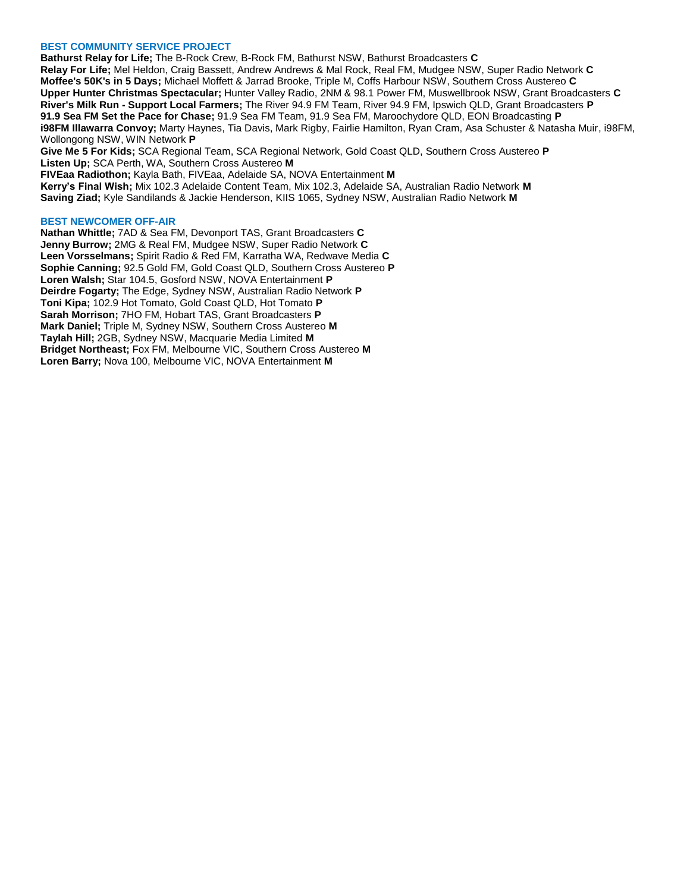## BEST COMMUNITY SERVICE PROJECT

**Bathurst Relay for Life;** The B-Rock Crew, B-Rock FM, Bathurst NSW, Bathurst Broadcasters **C**
**Relay For Life;** Mel Heldon, Craig Bassett, Andrew Andrews & Mal Rock, Real FM, Mudgee NSW, Super Radio Network **C**
**Moffee's 50K's in 5 Days;** Michael Moffett & Jarrad Brooke, Triple M, Coffs Harbour NSW, Southern Cross Austereo **C**
**Upper Hunter Christmas Spectacular;** Hunter Valley Radio, 2NM & 98.1 Power FM, Muswellbrook NSW, Grant Broadcasters **C**
**River's Milk Run - Support Local Farmers;** The River 94.9 FM Team, River 94.9 FM, Ipswich QLD, Grant Broadcasters **P**
**91.9 Sea FM Set the Pace for Chase;** 91.9 Sea FM Team, 91.9 Sea FM, Maroochydore QLD, EON Broadcasting **P**
**i98FM Illawarra Convoy;** Marty Haynes, Tia Davis, Mark Rigby, Fairlie Hamilton, Ryan Cram, Asa Schuster & Natasha Muir, i98FM, Wollongong NSW, WIN Network **P**
**Give Me 5 For Kids;** SCA Regional Team, SCA Regional Network, Gold Coast QLD, Southern Cross Austereo **P**
**Listen Up;** SCA Perth, WA, Southern Cross Austereo **M**
**FIVEaa Radiothon;** Kayla Bath, FIVEaa, Adelaide SA, NOVA Entertainment **M**
**Kerry's Final Wish;** Mix 102.3 Adelaide Content Team, Mix 102.3, Adelaide SA, Australian Radio Network **M**
**Saving Ziad;** Kyle Sandilands & Jackie Henderson, KIIS 1065, Sydney NSW, Australian Radio Network **M**

## BEST NEWCOMER OFF-AIR

**Nathan Whittle;** 7AD & Sea FM, Devonport TAS, Grant Broadcasters **C**
**Jenny Burrow;** 2MG & Real FM, Mudgee NSW, Super Radio Network **C**
**Leen Vorsselmans;** Spirit Radio & Red FM, Karratha WA, Redwave Media **C**
**Sophie Canning;** 92.5 Gold FM, Gold Coast QLD, Southern Cross Austereo **P**
**Loren Walsh;** Star 104.5, Gosford NSW, NOVA Entertainment **P**
**Deirdre Fogarty;** The Edge, Sydney NSW, Australian Radio Network **P**
**Toni Kipa;** 102.9 Hot Tomato, Gold Coast QLD, Hot Tomato **P**
**Sarah Morrison;** 7HO FM, Hobart TAS, Grant Broadcasters **P**
**Mark Daniel;** Triple M, Sydney NSW, Southern Cross Austereo **M**
**Taylah Hill;** 2GB, Sydney NSW, Macquarie Media Limited **M**
**Bridget Northeast;** Fox FM, Melbourne VIC, Southern Cross Austereo **M**
**Loren Barry;** Nova 100, Melbourne VIC, NOVA Entertainment **M**